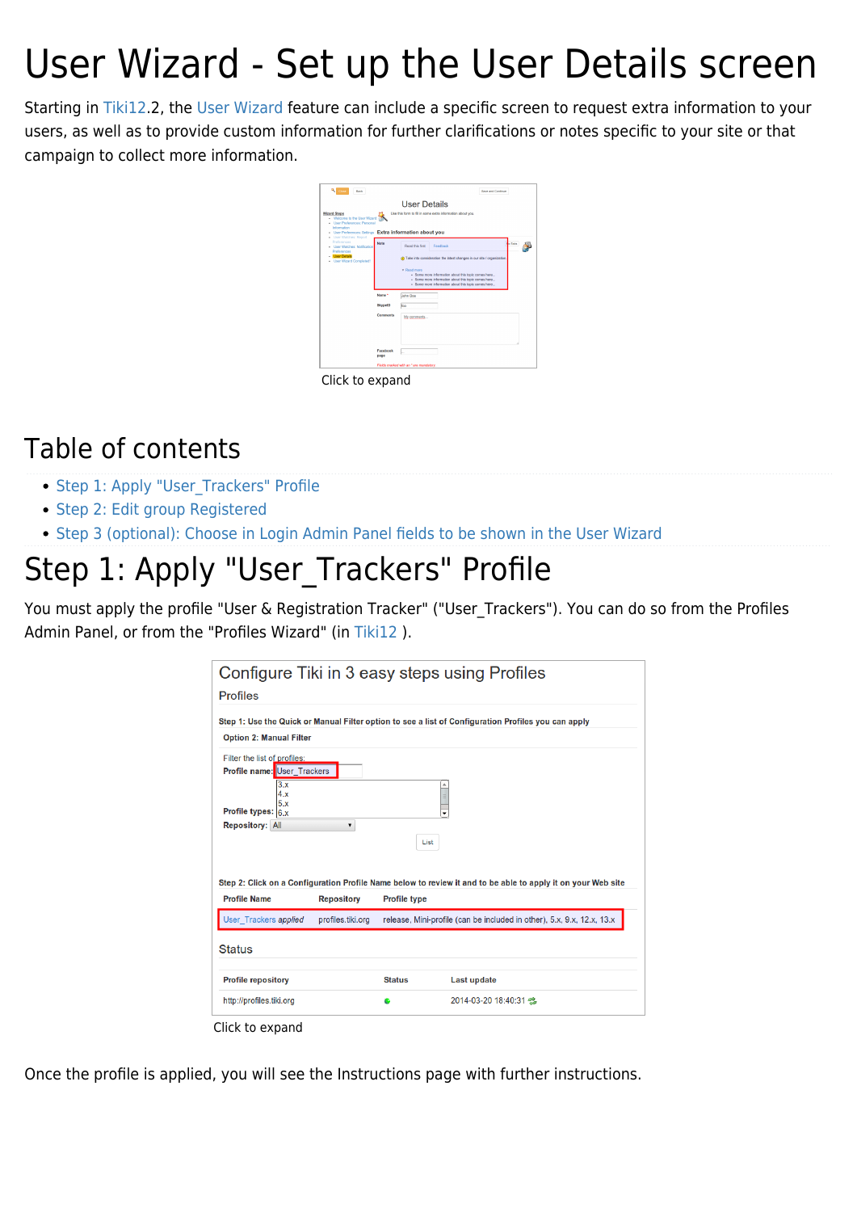# User Wizard - Set up the User Details screen

Starting in Tiki12.2, the User Wizard feature can include a specific screen to request extra information to your users, as well as to provide custom information for further clarifications or notes specific to your site or that campaign to collect more information.

Click to expand

## Table of contents

- Step 1: Apply "User_Trackers" Profile
- Step 2: Edit group Registered
- Step 3 (optional): Choose in Login Admin Panel fields to be shown in the User Wizard

# Step 1: Apply "User_Trackers" Profile

You must apply the profile "User & Registration Tracker" ("User_Trackers"). You can do so from the Profiles Admin Panel, or from the "Profiles Wizard" (in Tiki12 ).

Click to expand

Once the profile is applied, you will see the Instructions page with further instructions.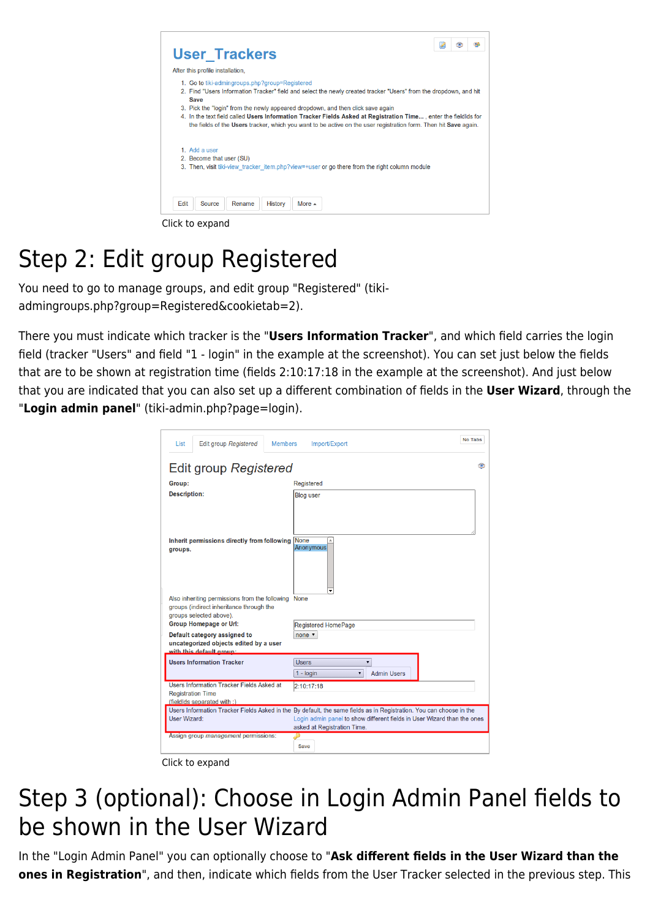Click to expand

# Step 2: Edit group Registered

You need to go to manage groups, and edit group "Registered" (tiki-admingroups.php?group=Registered&cookietab=2).

There you must indicate which tracker is the "**Users Information Tracker**", and which field carries the login field (tracker "Users" and field "1 - login" in the example at the screenshot). You can set just below the fields that are to be shown at registration time (fields 2:10:17:18 in the example at the screenshot). And just below that you are indicated that you can also set up a different combination of fields in the **User Wizard**, through the "**Login admin panel**" (tiki-admin.php?page=login).

Click to expand

# Step 3 (optional): Choose in Login Admin Panel fields to be shown in the User Wizard

In the "Login Admin Panel" you can optionally choose to "**Ask different fields in the User Wizard than the ones in Registration**", and then, indicate which fields from the User Tracker selected in the previous step. This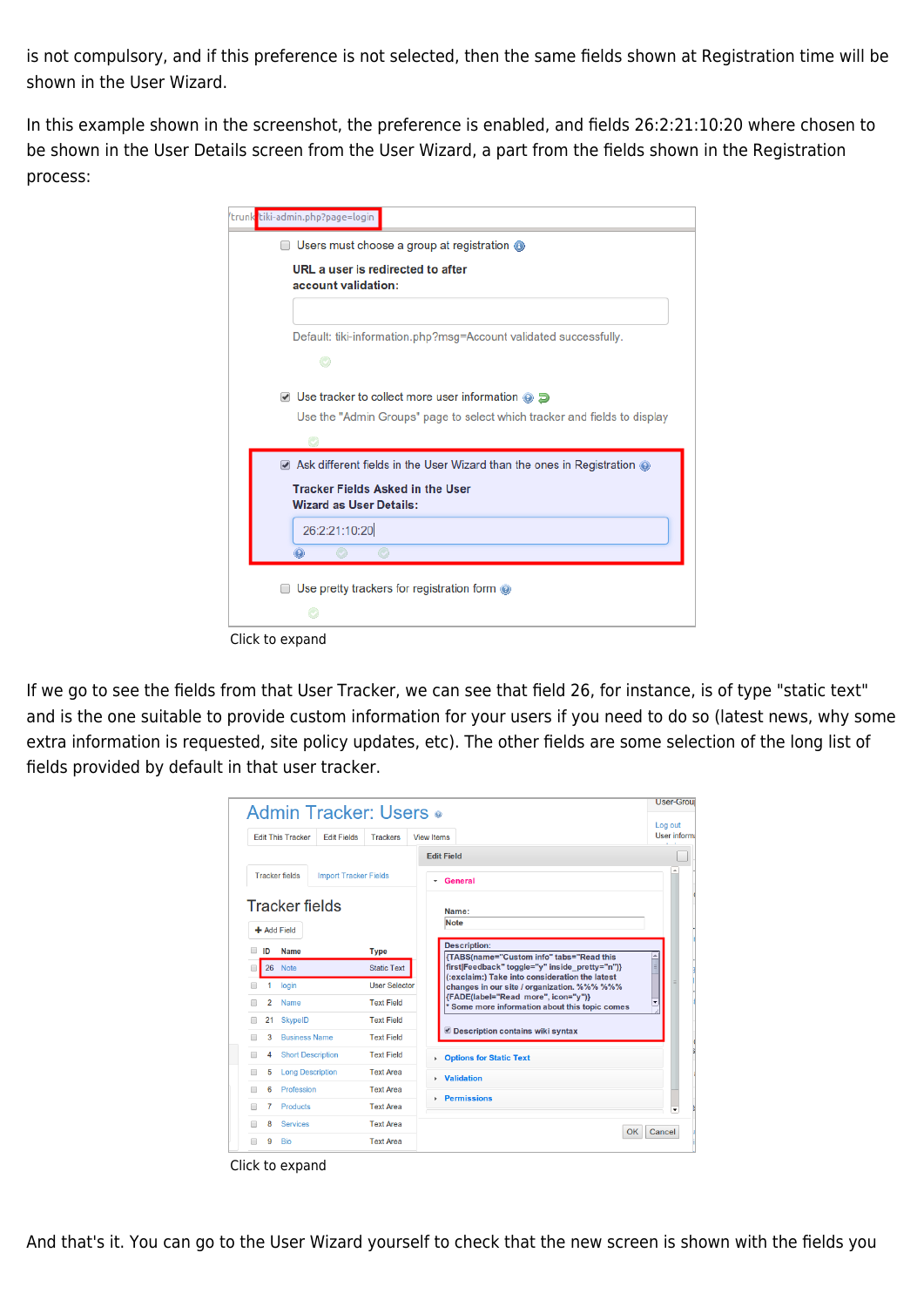is not compulsory, and if this preference is not selected, then the same fields shown at Registration time will be shown in the User Wizard.

In this example shown in the screenshot, the preference is enabled, and fields 26:2:21:10:20 where chosen to be shown in the User Details screen from the User Wizard, a part from the fields shown in the Registration process:

Click to expand

If we go to see the fields from that User Tracker, we can see that field 26, for instance, is of type "static text" and is the one suitable to provide custom information for your users if you need to do so (latest news, why some extra information is requested, site policy updates, etc). The other fields are some selection of the long list of fields provided by default in that user tracker.

Click to expand

And that's it. You can go to the User Wizard yourself to check that the new screen is shown with the fields you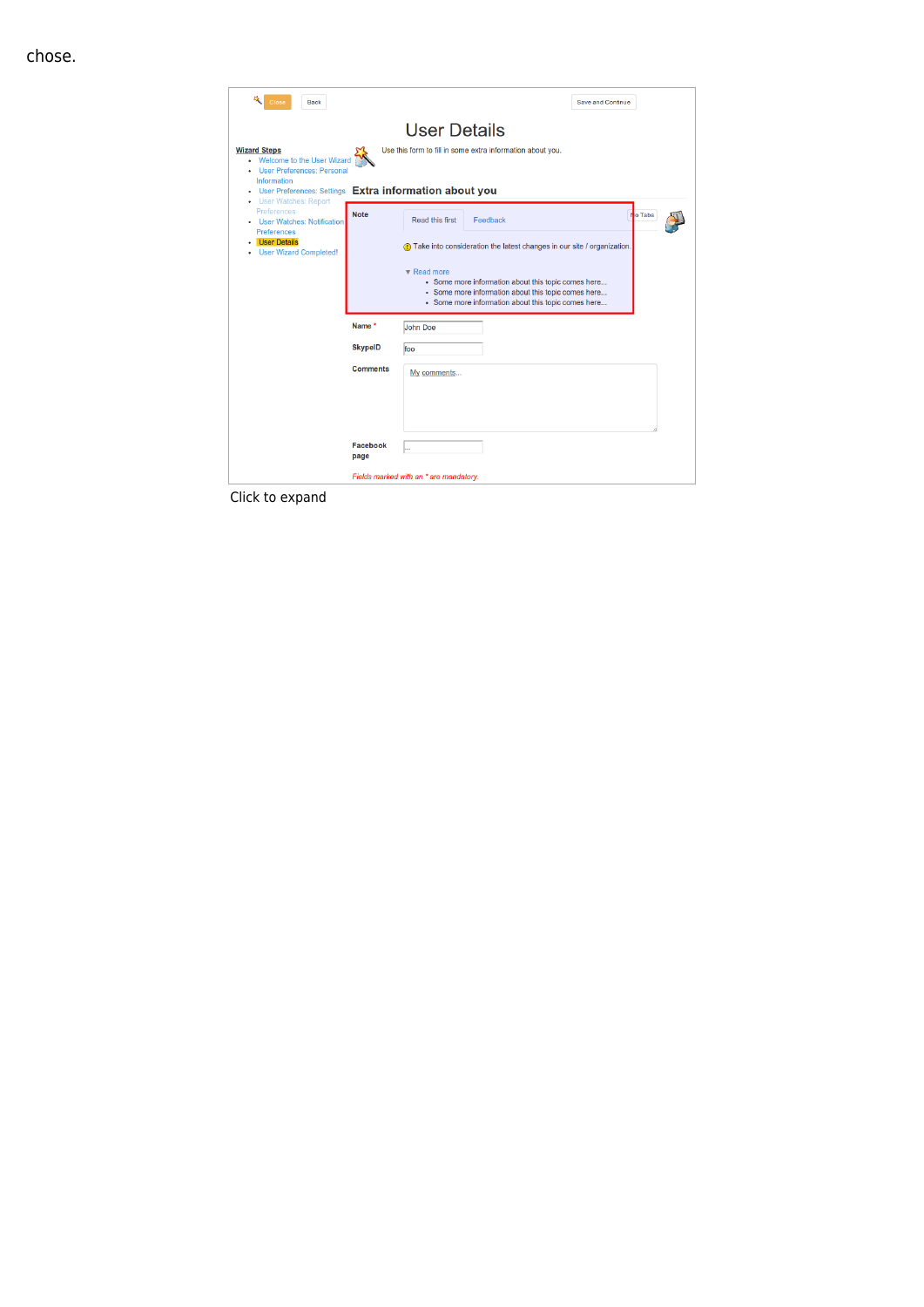chose.

Click to expand